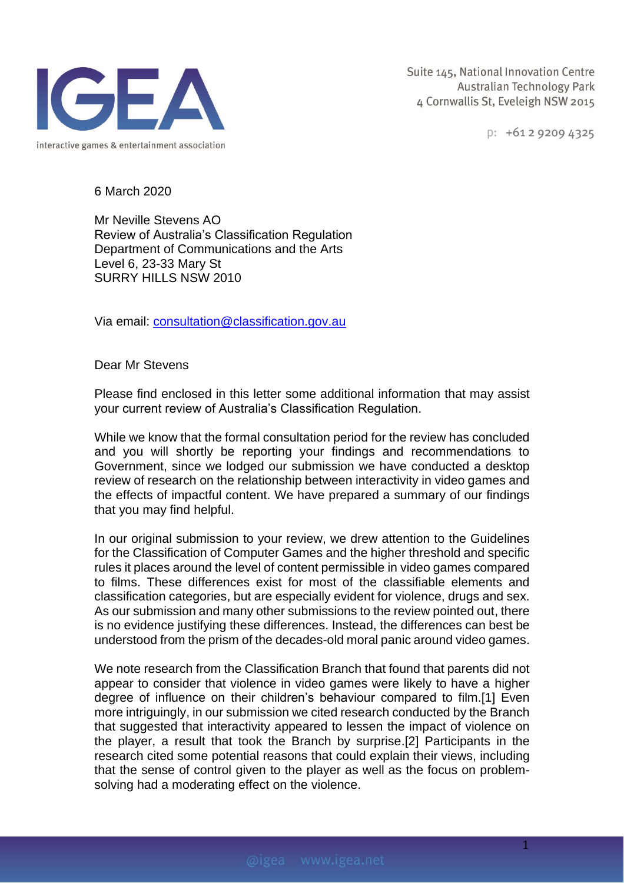IGEA

interactive games & entertainment association

Suite 145, National Innovation Centre
Australian Technology Park
4 Cornwallis St, Eveleigh NSW 2015

p: +61 2 9209 4325

6 March 2020

Mr Neville Stevens AO
Review of Australia's Classification Regulation
Department of Communications and the Arts
Level 6, 23-33 Mary St
SURRY HILLS NSW 2010

Via email: consultation@classification.gov.au

Dear Mr Stevens

Please find enclosed in this letter some additional information that may assist your current review of Australia's Classification Regulation.

While we know that the formal consultation period for the review has concluded and you will shortly be reporting your findings and recommendations to Government, since we lodged our submission we have conducted a desktop review of research on the relationship between interactivity in video games and the effects of impactful content. We have prepared a summary of our findings that you may find helpful.

In our original submission to your review, we drew attention to the Guidelines for the Classification of Computer Games and the higher threshold and specific rules it places around the level of content permissible in video games compared to films. These differences exist for most of the classifiable elements and classification categories, but are especially evident for violence, drugs and sex. As our submission and many other submissions to the review pointed out, there is no evidence justifying these differences. Instead, the differences can best be understood from the prism of the decades-old moral panic around video games.

We note research from the Classification Branch that found that parents did not appear to consider that violence in video games were likely to have a higher degree of influence on their children's behaviour compared to film.[1] Even more intriguingly, in our submission we cited research conducted by the Branch that suggested that interactivity appeared to lessen the impact of violence on the player, a result that took the Branch by surprise.[2] Participants in the research cited some potential reasons that could explain their views, including that the sense of control given to the player as well as the focus on problem-solving had a moderating effect on the violence.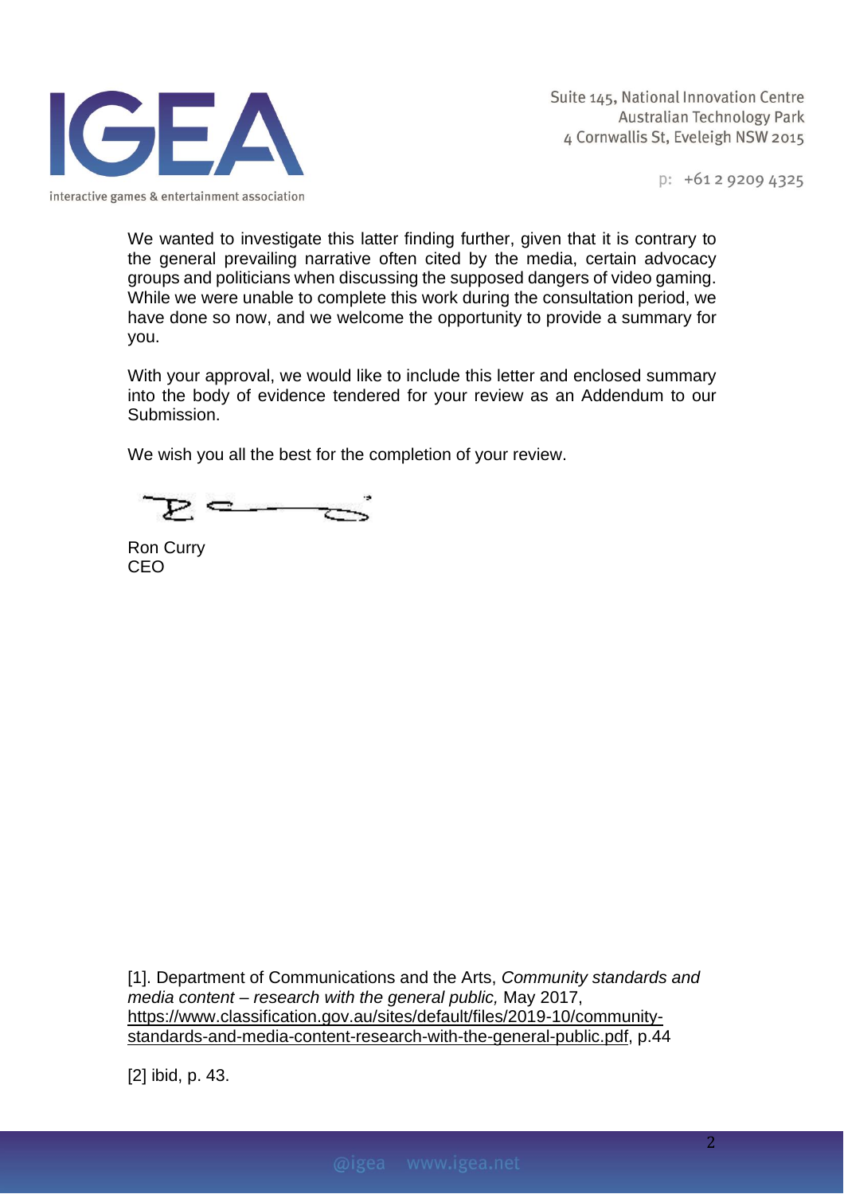We wanted to investigate this latter finding further, given that it is contrary to the general prevailing narrative often cited by the media, certain advocacy groups and politicians when discussing the supposed dangers of video gaming. While we were unable to complete this work during the consultation period, we have done so now, and we welcome the opportunity to provide a summary for you.

With your approval, we would like to include this letter and enclosed summary into the body of evidence tendered for your review as an Addendum to our Submission.

We wish you all the best for the completion of your review.

Ron Curry
CEO

[1]. Department of Communications and the Arts, *Community standards and media content – research with the general public,* May 2017, https://www.classification.gov.au/sites/default/files/2019-10/community-standards-and-media-content-research-with-the-general-public.pdf, p.44

[2] ibid, p. 43.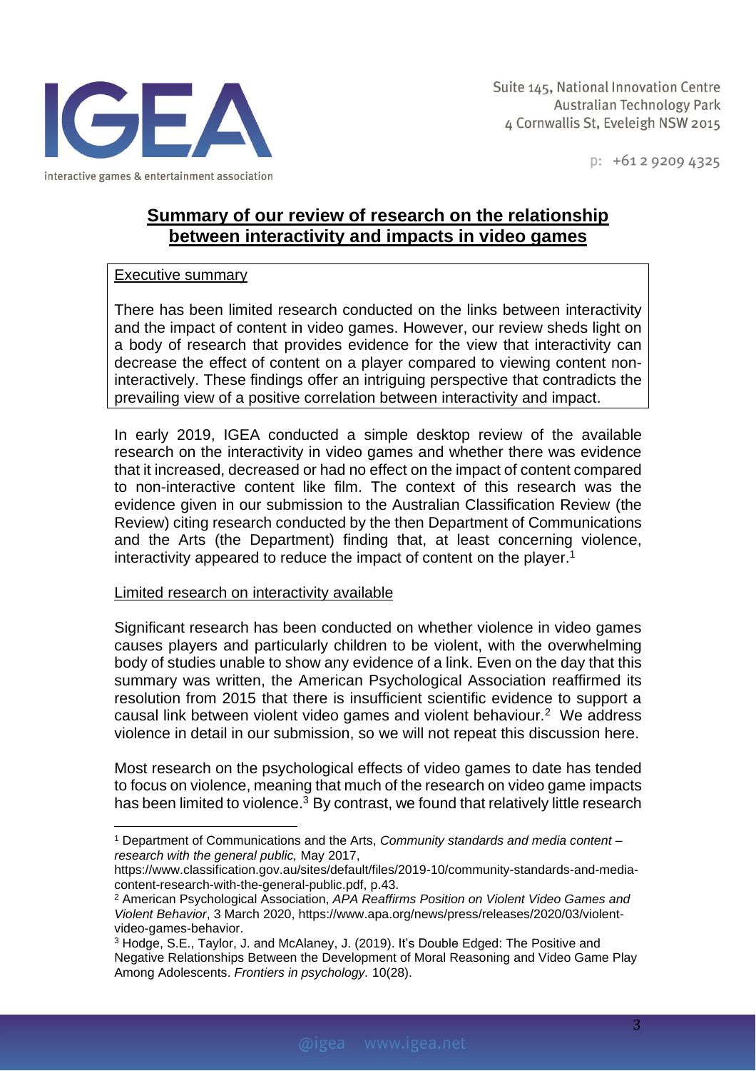## Summary of our review of research on the relationship between interactivity and impacts in video games

**Executive summary**

There has been limited research conducted on the links between interactivity and the impact of content in video games. However, our review sheds light on a body of research that provides evidence for the view that interactivity can decrease the effect of content on a player compared to viewing content non-interactively. These findings offer an intriguing perspective that contradicts the prevailing view of a positive correlation between interactivity and impact.

In early 2019, IGEA conducted a simple desktop review of the available research on the interactivity in video games and whether there was evidence that it increased, decreased or had no effect on the impact of content compared to non-interactive content like film. The context of this research was the evidence given in our submission to the Australian Classification Review (the Review) citing research conducted by the then Department of Communications and the Arts (the Department) finding that, at least concerning violence, interactivity appeared to reduce the impact of content on the player.[1]

### Limited research on interactivity available

Significant research has been conducted on whether violence in video games causes players and particularly children to be violent, with the overwhelming body of studies unable to show any evidence of a link. Even on the day that this summary was written, the American Psychological Association reaffirmed its resolution from 2015 that there is insufficient scientific evidence to support a causal link between violent video games and violent behaviour.[2] We address violence in detail in our submission, so we will not repeat this discussion here.

Most research on the psychological effects of video games to date has tended to focus on violence, meaning that much of the research on video game impacts has been limited to violence.[3] By contrast, we found that relatively little research

---

[1] Department of Communications and the Arts, *Community standards and media content – research with the general public,* May 2017, https://www.classification.gov.au/sites/default/files/2019-10/community-standards-and-media-content-research-with-the-general-public.pdf, p.43.

[2] American Psychological Association, *APA Reaffirms Position on Violent Video Games and Violent Behavior*, 3 March 2020, https://www.apa.org/news/press/releases/2020/03/violent-video-games-behavior.

[3] Hodge, S.E., Taylor, J. and McAlaney, J. (2019). It's Double Edged: The Positive and Negative Relationships Between the Development of Moral Reasoning and Video Game Play Among Adolescents. *Frontiers in psychology.* 10(28).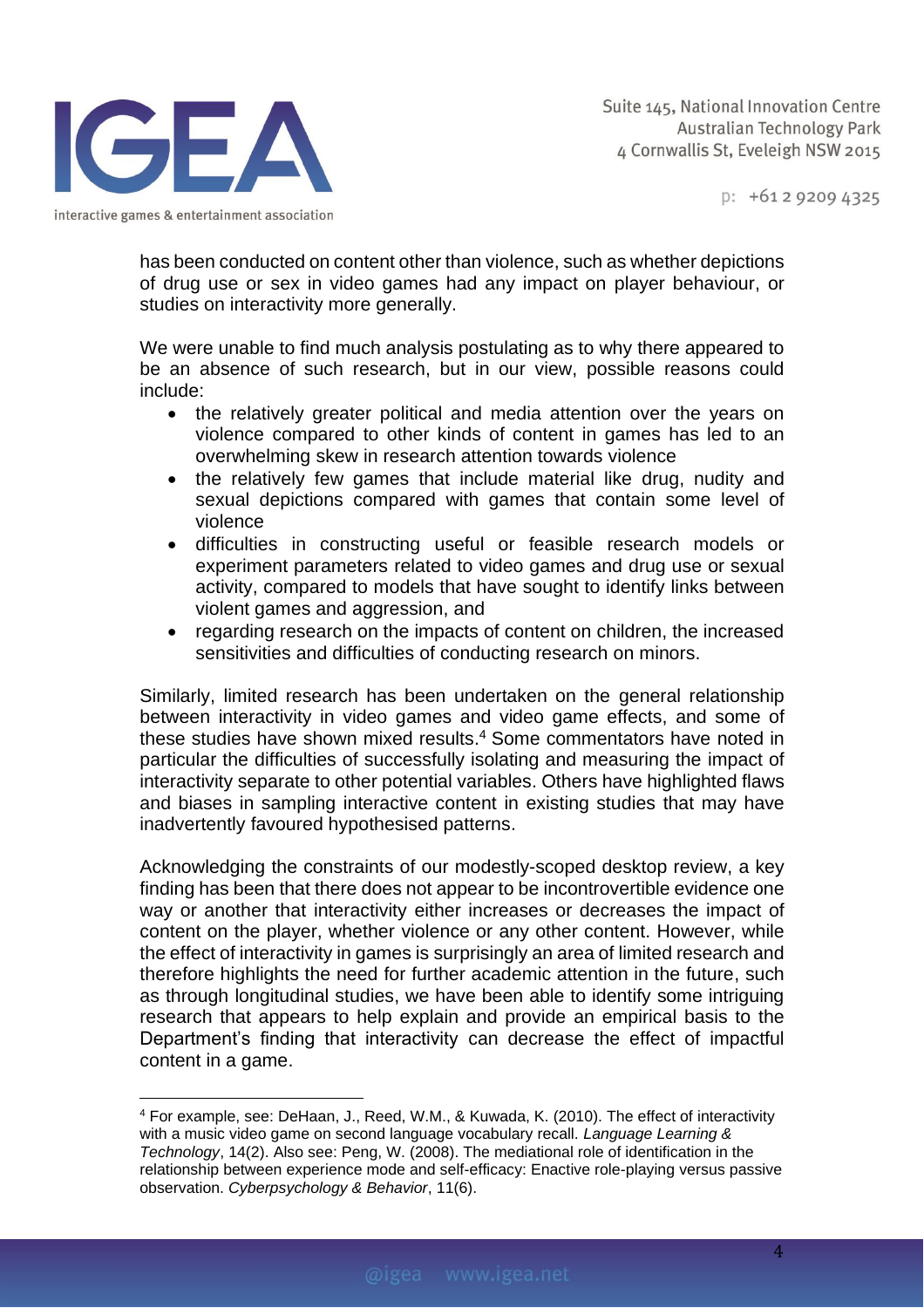has been conducted on content other than violence, such as whether depictions of drug use or sex in video games had any impact on player behaviour, or studies on interactivity more generally.

We were unable to find much analysis postulating as to why there appeared to be an absence of such research, but in our view, possible reasons could include:

- the relatively greater political and media attention over the years on violence compared to other kinds of content in games has led to an overwhelming skew in research attention towards violence
- the relatively few games that include material like drug, nudity and sexual depictions compared with games that contain some level of violence
- difficulties in constructing useful or feasible research models or experiment parameters related to video games and drug use or sexual activity, compared to models that have sought to identify links between violent games and aggression, and
- regarding research on the impacts of content on children, the increased sensitivities and difficulties of conducting research on minors.

Similarly, limited research has been undertaken on the general relationship between interactivity in video games and video game effects, and some of these studies have shown mixed results.[4] Some commentators have noted in particular the difficulties of successfully isolating and measuring the impact of interactivity separate to other potential variables. Others have highlighted flaws and biases in sampling interactive content in existing studies that may have inadvertently favoured hypothesised patterns.

Acknowledging the constraints of our modestly-scoped desktop review, a key finding has been that there does not appear to be incontrovertible evidence one way or another that interactivity either increases or decreases the impact of content on the player, whether violence or any other content. However, while the effect of interactivity in games is surprisingly an area of limited research and therefore highlights the need for further academic attention in the future, such as through longitudinal studies, we have been able to identify some intriguing research that appears to help explain and provide an empirical basis to the Department's finding that interactivity can decrease the effect of impactful content in a game.

---

[4] For example, see: DeHaan, J., Reed, W.M., & Kuwada, K. (2010). The effect of interactivity with a music video game on second language vocabulary recall. *Language Learning & Technology*, 14(2). Also see: Peng, W. (2008). The mediational role of identification in the relationship between experience mode and self-efficacy: Enactive role-playing versus passive observation. *Cyberpsychology & Behavior*, 11(6).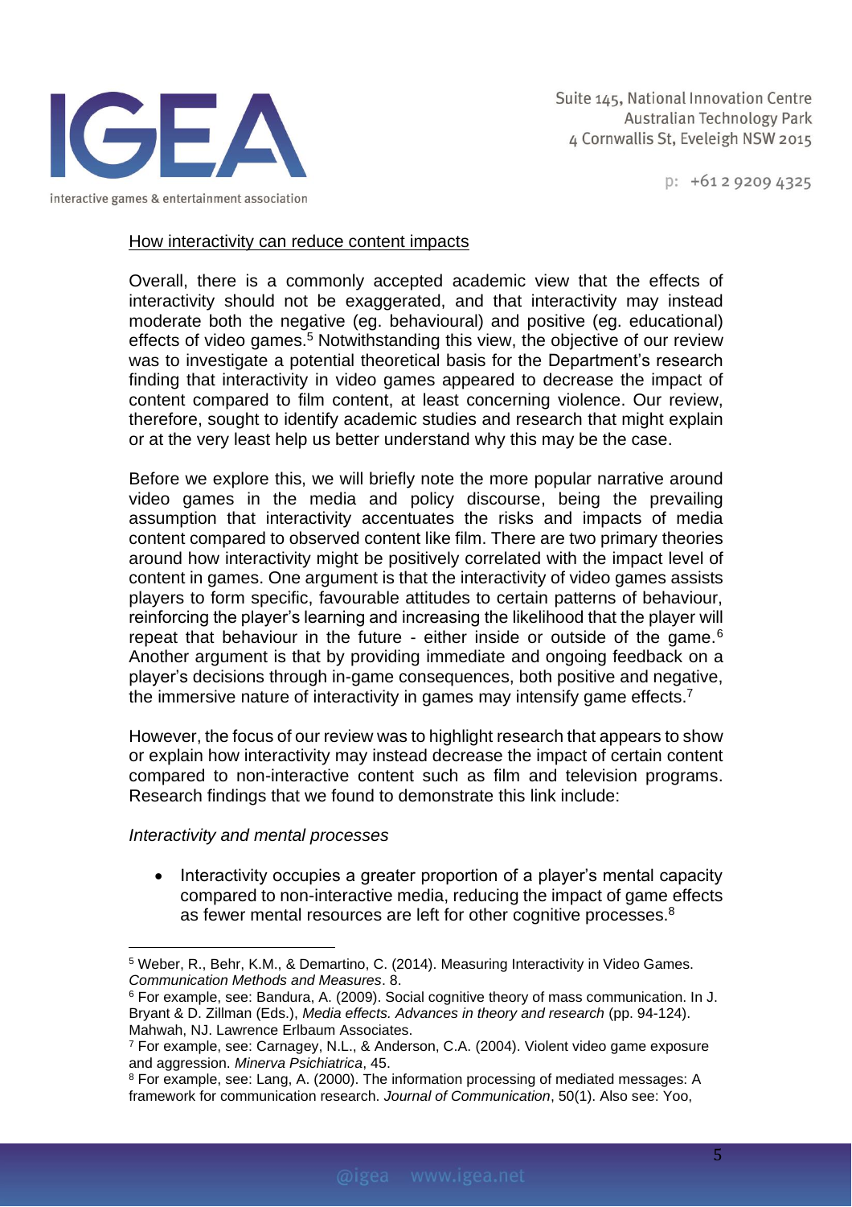How interactivity can reduce content impacts

Overall, there is a commonly accepted academic view that the effects of interactivity should not be exaggerated, and that interactivity may instead moderate both the negative (eg. behavioural) and positive (eg. educational) effects of video games.[5] Notwithstanding this view, the objective of our review was to investigate a potential theoretical basis for the Department's research finding that interactivity in video games appeared to decrease the impact of content compared to film content, at least concerning violence. Our review, therefore, sought to identify academic studies and research that might explain or at the very least help us better understand why this may be the case.

Before we explore this, we will briefly note the more popular narrative around video games in the media and policy discourse, being the prevailing assumption that interactivity accentuates the risks and impacts of media content compared to observed content like film. There are two primary theories around how interactivity might be positively correlated with the impact level of content in games. One argument is that the interactivity of video games assists players to form specific, favourable attitudes to certain patterns of behaviour, reinforcing the player's learning and increasing the likelihood that the player will repeat that behaviour in the future - either inside or outside of the game.[6] Another argument is that by providing immediate and ongoing feedback on a player's decisions through in-game consequences, both positive and negative, the immersive nature of interactivity in games may intensify game effects.[7]

However, the focus of our review was to highlight research that appears to show or explain how interactivity may instead decrease the impact of certain content compared to non-interactive content such as film and television programs. Research findings that we found to demonstrate this link include:

*Interactivity and mental processes*

- Interactivity occupies a greater proportion of a player's mental capacity compared to non-interactive media, reducing the impact of game effects as fewer mental resources are left for other cognitive processes.[8]

---

[5] Weber, R., Behr, K.M., & Demartino, C. (2014). Measuring Interactivity in Video Games. *Communication Methods and Measures*. 8.

[6] For example, see: Bandura, A. (2009). Social cognitive theory of mass communication. In J. Bryant & D. Zillman (Eds.), *Media effects. Advances in theory and research* (pp. 94-124). Mahwah, NJ. Lawrence Erlbaum Associates.

[7] For example, see: Carnagey, N.L., & Anderson, C.A. (2004). Violent video game exposure and aggression. *Minerva Psichiatrica*, 45.

[8] For example, see: Lang, A. (2000). The information processing of mediated messages: A framework for communication research. *Journal of Communication*, 50(1). Also see: Yoo,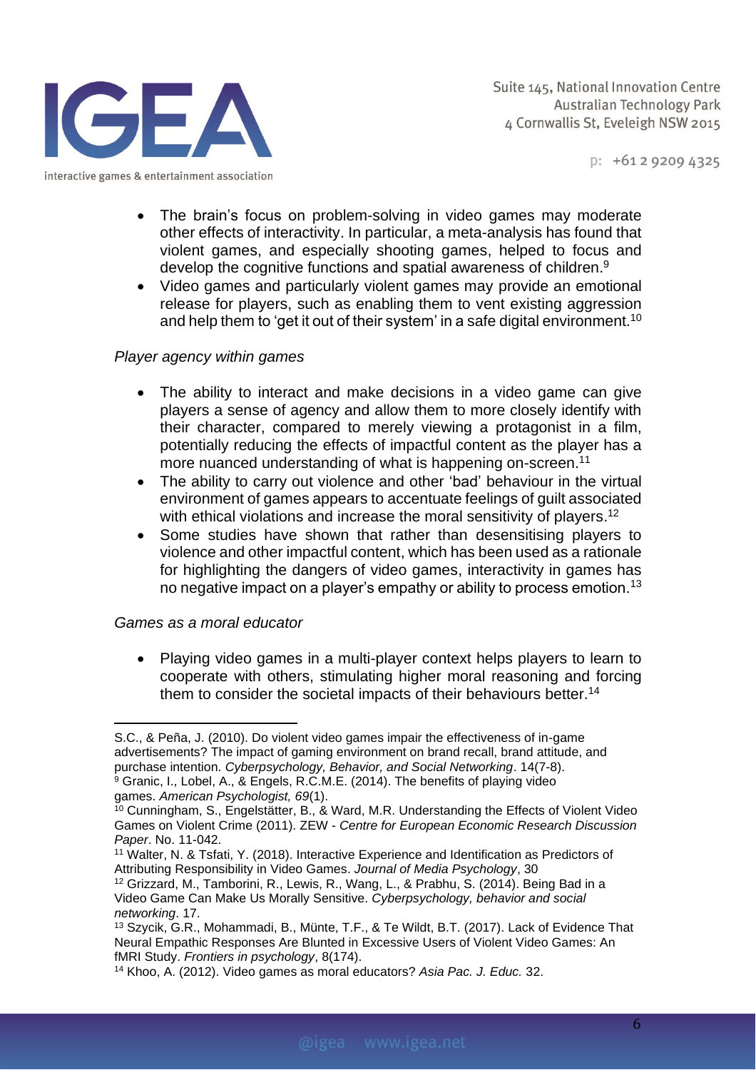- The brain's focus on problem-solving in video games may moderate other effects of interactivity. In particular, a meta-analysis has found that violent games, and especially shooting games, helped to focus and develop the cognitive functions and spatial awareness of children.[9]
- Video games and particularly violent games may provide an emotional release for players, such as enabling them to vent existing aggression and help them to 'get it out of their system' in a safe digital environment.[10]

*Player agency within games*

- The ability to interact and make decisions in a video game can give players a sense of agency and allow them to more closely identify with their character, compared to merely viewing a protagonist in a film, potentially reducing the effects of impactful content as the player has a more nuanced understanding of what is happening on-screen.[11]
- The ability to carry out violence and other 'bad' behaviour in the virtual environment of games appears to accentuate feelings of guilt associated with ethical violations and increase the moral sensitivity of players.[12]
- Some studies have shown that rather than desensitising players to violence and other impactful content, which has been used as a rationale for highlighting the dangers of video games, interactivity in games has no negative impact on a player's empathy or ability to process emotion.[13]

*Games as a moral educator*

- Playing video games in a multi-player context helps players to learn to cooperate with others, stimulating higher moral reasoning and forcing them to consider the societal impacts of their behaviours better.[14]

---

S.C., & Peña, J. (2010). Do violent video games impair the effectiveness of in-game advertisements? The impact of gaming environment on brand recall, brand attitude, and purchase intention. *Cyberpsychology, Behavior, and Social Networking*. 14(7-8).

[9] Granic, I., Lobel, A., & Engels, R.C.M.E. (2014). The benefits of playing video games. *American Psychologist, 69*(1).

[10] Cunningham, S., Engelstätter, B., & Ward, M.R. Understanding the Effects of Violent Video Games on Violent Crime (2011). ZEW - *Centre for European Economic Research Discussion Paper*. No. 11-042.

[11] Walter, N. & Tsfati, Y. (2018). Interactive Experience and Identification as Predictors of Attributing Responsibility in Video Games. *Journal of Media Psychology*, 30

[12] Grizzard, M., Tamborini, R., Lewis, R., Wang, L., & Prabhu, S. (2014). Being Bad in a Video Game Can Make Us Morally Sensitive. *Cyberpsychology, behavior and social networking*. 17.

[13] Szycik, G.R., Mohammadi, B., Münte, T.F., & Te Wildt, B.T. (2017). Lack of Evidence That Neural Empathic Responses Are Blunted in Excessive Users of Violent Video Games: An fMRI Study. *Frontiers in psychology*, 8(174).

[14] Khoo, A. (2012). Video games as moral educators? *Asia Pac. J. Educ.* 32.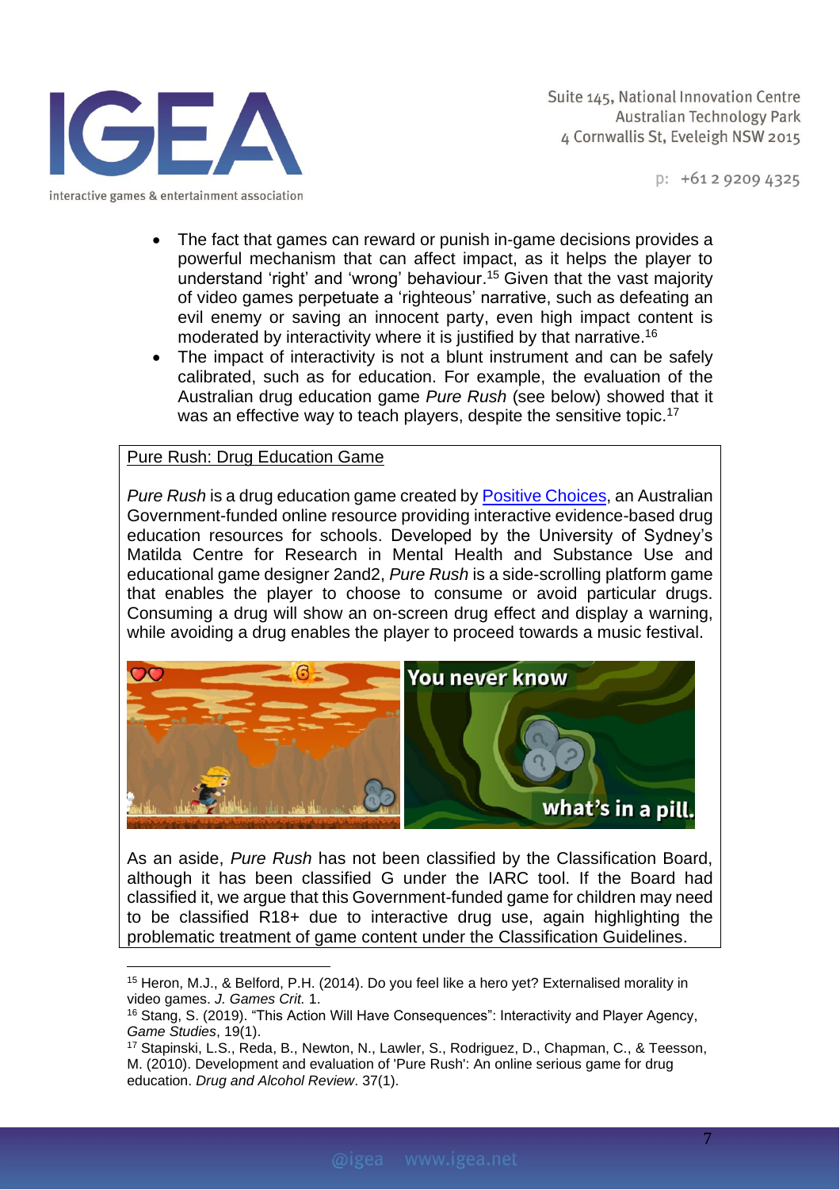- The fact that games can reward or punish in-game decisions provides a powerful mechanism that can affect impact, as it helps the player to understand 'right' and 'wrong' behaviour.[15] Given that the vast majority of video games perpetuate a 'righteous' narrative, such as defeating an evil enemy or saving an innocent party, even high impact content is moderated by interactivity where it is justified by that narrative.[16]
- The impact of interactivity is not a blunt instrument and can be safely calibrated, such as for education. For example, the evaluation of the Australian drug education game *Pure Rush* (see below) showed that it was an effective way to teach players, despite the sensitive topic.[17]

<u>Pure Rush: Drug Education Game</u>

*Pure Rush* is a drug education game created by [Positive Choices](), an Australian Government-funded online resource providing interactive evidence-based drug education resources for schools. Developed by the University of Sydney's Matilda Centre for Research in Mental Health and Substance Use and educational game designer 2and2, *Pure Rush* is a side-scrolling platform game that enables the player to choose to consume or avoid particular drugs. Consuming a drug will show an on-screen drug effect and display a warning, while avoiding a drug enables the player to proceed towards a music festival.

As an aside, *Pure Rush* has not been classified by the Classification Board, although it has been classified G under the IARC tool. If the Board had classified it, we argue that this Government-funded game for children may need to be classified R18+ due to interactive drug use, again highlighting the problematic treatment of game content under the Classification Guidelines.

---

[15] Heron, M.J., & Belford, P.H. (2014). Do you feel like a hero yet? Externalised morality in video games. *J. Games Crit.* 1.

[16] Stang, S. (2019). "This Action Will Have Consequences": Interactivity and Player Agency, *Game Studies*, 19(1).

[17] Stapinski, L.S., Reda, B., Newton, N., Lawler, S., Rodriguez, D., Chapman, C., & Teesson, M. (2010). Development and evaluation of 'Pure Rush': An online serious game for drug education. *Drug and Alcohol Review*. 37(1).